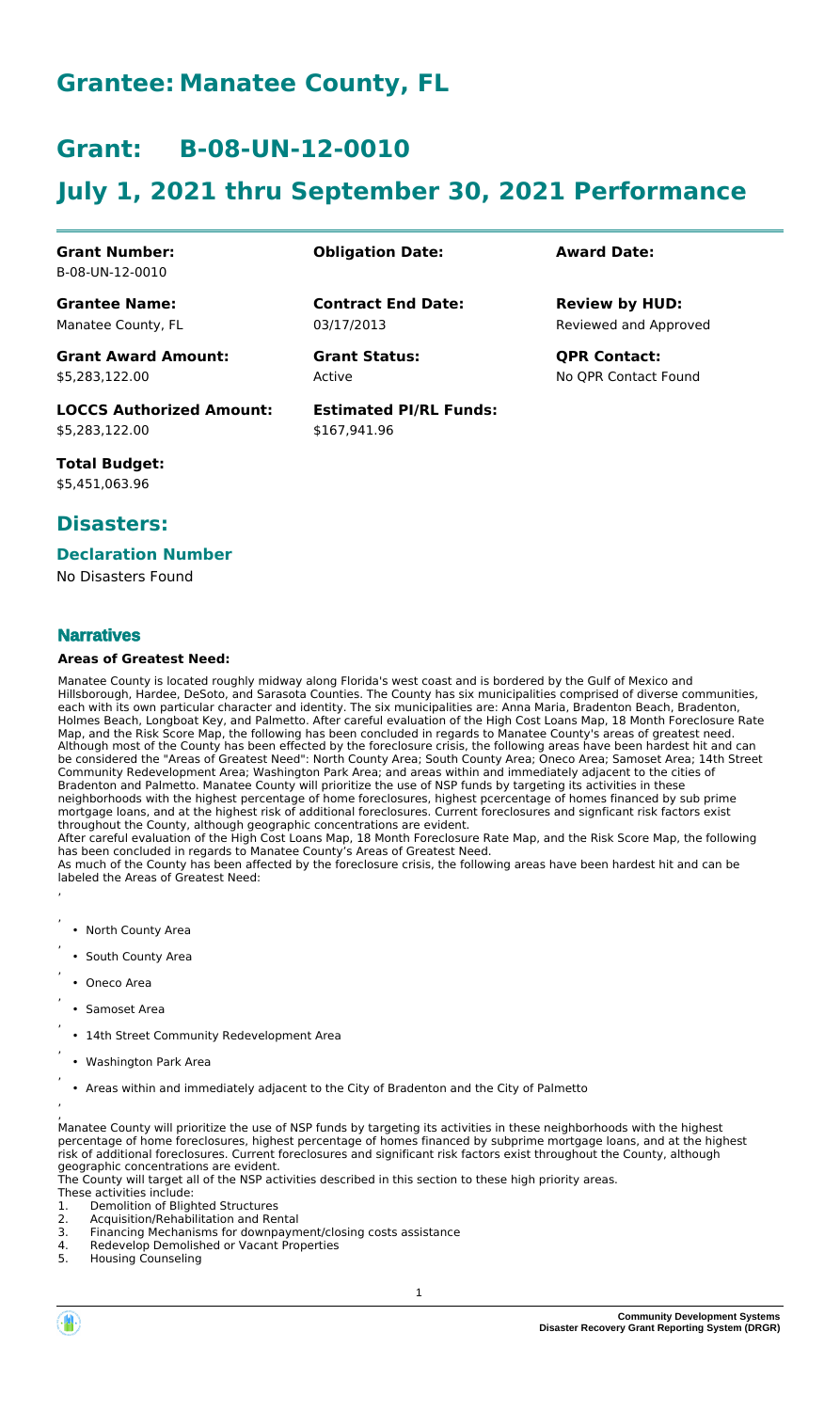# Grantee: Manatee County, FL

# Grant: B-08-UN-12-0010

# July 1, 2021 thru September 30, 2021 Performance

| | | |
|---|---|---|
| **Grant Number:** B-08-UN-12-0010 | **Obligation Date:** | **Award Date:** |
| **Grantee Name:** Manatee County, FL | **Contract End Date:** 03/17/2013 | **Review by HUD:** Reviewed and Approved |
| **Grant Award Amount:** $5,283,122.00 | **Grant Status:** Active | **QPR Contact:** No QPR Contact Found |
| **LOCCS Authorized Amount:** $5,283,122.00 | **Estimated PI/RL Funds:** $167,941.96 | |
| **Total Budget:** $5,451,063.96 | | |

## Disasters:

### Declaration Number

No Disasters Found

## Narratives

### Areas of Greatest Need:

Manatee County is located roughly midway along Florida's west coast and is bordered by the Gulf of Mexico and Hillsborough, Hardee, DeSoto, and Sarasota Counties. The County has six municipalities comprised of diverse communities, each with its own particular character and identity. The six municipalities are: Anna Maria, Bradenton Beach, Bradenton, Holmes Beach, Longboat Key, and Palmetto. After careful evaluation of the High Cost Loans Map, 18 Month Foreclosure Rate Map, and the Risk Score Map, the following has been concluded in regards to Manatee County's areas of greatest need. Although most of the County has been effected by the foreclosure crisis, the following areas have been hardest hit and can be considered the "Areas of Greatest Need": North County Area; South County Area; Oneco Area; Samoset Area; 14th Street Community Redevelopment Area; Washington Park Area; and areas within and immediately adjacent to the cities of Bradenton and Palmetto. Manatee County will prioritize the use of NSP funds by targeting its activities in these neighborhoods with the highest percentage of home foreclosures, highest pcercentage of homes financed by sub prime mortgage loans, and at the highest risk of additional foreclosures. Current foreclosures and signficant risk factors exist throughout the County, although geographic concentrations are evident.

After careful evaluation of the High Cost Loans Map, 18 Month Foreclosure Rate Map, and the Risk Score Map, the following has been concluded in regards to Manatee County's Areas of Greatest Need.

As much of the County has been affected by the foreclosure crisis, the following areas have been hardest hit and can be labeled the Areas of Greatest Need:

- North County Area
- South County Area
- Oneco Area
- Samoset Area
- 14th Street Community Redevelopment Area
- Washington Park Area
- Areas within and immediately adjacent to the City of Bradenton and the City of Palmetto

Manatee County will prioritize the use of NSP funds by targeting its activities in these neighborhoods with the highest percentage of home foreclosures, highest percentage of homes financed by subprime mortgage loans, and at the highest risk of additional foreclosures. Current foreclosures and significant risk factors exist throughout the County, although geographic concentrations are evident.

The County will target all of the NSP activities described in this section to these high priority areas.

These activities include:

1. Demolition of Blighted Structures
2. Acquisition/Rehabilitation and Rental
3. Financing Mechanisms for downpayment/closing costs assistance
4. Redevelop Demolished or Vacant Properties
5. Housing Counseling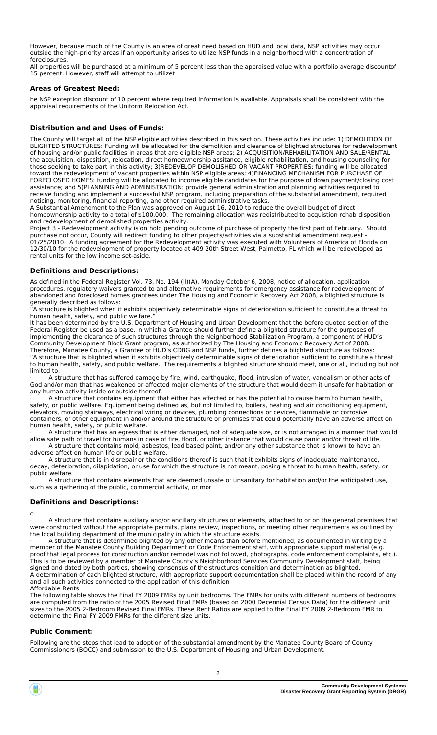However, because much of the County is an area of great need based on HUD and local data, NSP activities may occur outside the high-priority areas if an opportunity arises to utilize NSP funds in a neighborhood with a concentration of foreclosures.

All properties will be purchased at a minimum of 5 percent less than the appraised value with a portfolio average discountof 15 percent. However, staff will attempt to utilizet

## Areas of Greatest Need:

he NSP exception discount of 10 percent where required information is available. Appraisals shall be consistent with the appraisal requirements of the Uniform Relocation Act.

## Distribution and and Uses of Funds:

The County will target all of the NSP eligible activities described in this section. These activities include: 1) DEMOLITION OF BLIGHTED STRUCTURES: Funding will be allocated for the demolition and clearance of blighted structures for redevelopment of housing and/or public facilities in areas that are eligible NSP areas; 2) ACQUISITION/REHABILITATION AND SALE/RENTAL: the acquisition, disposition, relocation, direct homeownership assitance, eligible rehabilitation, and housing counseling for those seeking to take part in this activity; 3)REDEVELOP DEMOLISHED OR VACANT PROPERTIES: funding will be allocated toward the redevelopment of vacant properties within NSP eligible areas; 4)FINANCING MECHANISM FOR PURCHASE OF FORECLOSED HOMES: funding will be allocated to income eligible candidates for the purpose of down payment/closing cost assistance; and 5)PLANNING AND ADMINISTRATION: provide general administration and planning activities required to receive funding and implement a successful NSP program, including preparation of the substantial amendment, required noticing, monitoring, financial reporting, and other required administrative tasks.

A Substantial Amendment to the Plan was approved on August 16, 2010 to reduce the overall budget of direct homeownership activity to a total of $100,000. The remaining allocation was redistributed to acquistion rehab disposition and redevelopment of demolished properties activity.

Project 3 - Redevelopment activity is on hold pending outcome of purchase of property the first part of February. Should purchase not occur, County will redirect funding to other projects/activities via a substantial amendment request - 01/25/2010. A funding agreement for the Redevelopment activity was executed with Volunteers of America of Florida on 12/30/10 for the redevelopment of property located at 409 20th Street West, Palmetto, FL which will be redeveloped as rental units for the low income set-aside.

## Definitions and Descriptions:

As defined in the Federal Register Vol. 73, No. 194 (II)(A), Monday October 6, 2008, notice of allocation, application procedures, regulatory waivers granted to and alternative requirements for emergency assistance for redevelopment of abandoned and foreclosed homes grantees under The Housing and Economic Recovery Act 2008, a blighted structure is generally described as follows:

"A structure is blighted when it exhibits objectively determinable signs of deterioration sufficient to constitute a threat to human health, safety, and public welfare."

It has been determined by the U.S. Department of Housing and Urban Development that the before quoted section of the Federal Register be used as a base, in which a Grantee should further define a blighted structure for the purposes of implementing the clearance of such structures through the Neighborhood Stabilization Program, a component of HUD's Community Development Block Grant program, as authorized by The Housing and Economic Recovery Act of 2008.

Therefore, Manatee County, a Grantee of HUD's CDBG and NSP funds, further defines a blighted structure as follows:

"A structure that is blighted when it exhibits objectively determinable signs of deterioration sufficient to constitute a threat to human health, safety, and public welfare. The requirements a blighted structure should meet, one or all, including but not limited to:

· A structure that has suffered damage by fire, wind, earthquake, flood, intrusion of water, vandalism or other acts of God and/or man that has weakened or affected major elements of the structure that would deem it unsafe for habitation or any human activity inside or outside thereof.

· A structure that contains equipment that either has affected or has the potential to cause harm to human health, safety, or public welfare. Equipment being defined as, but not limited to, boilers, heating and air conditioning equipment, elevators, moving stairways, electrical wiring or devices, plumbing connections or devices, flammable or corrosive containers, or other equipment in and/or around the structure or premises that could potentially have an adverse affect on human health, safety, or public welfare.

· A structure that has an egress that is either damaged, not of adequate size, or is not arranged in a manner that would allow safe path of travel for humans in case of fire, flood, or other instance that would cause panic and/or threat of life.

· A structure that contains mold, asbestos, lead based paint, and/or any other substance that is known to have an adverse affect on human life or public welfare.

· A structure that is in disrepair or the conditions thereof is such that it exhibits signs of inadequate maintenance, decay, deterioration, dilapidation, or use for which the structure is not meant, posing a threat to human health, safety, or public welfare.

· A structure that contains elements that are deemed unsafe or unsanitary for habitation and/or the anticipated use, such as a gathering of the public, commercial activity, or mor

## Definitions and Descriptions:

e.

· A structure that contains auxiliary and/or ancillary structures or elements, attached to or on the general premises that were constructed without the appropriate permits, plans review, inspections, or meeting other requirements as outlined by the local building department of the municipality in which the structure exists.

· A structure that is determined blighted by any other means than before mentioned, as documented in writing by a member of the Manatee County Building Department or Code Enforcement staff, with appropriate support material (e.g. proof that legal process for construction and/or remodel was not followed, photographs, code enforcement complaints, etc.). This is to be reviewed by a member of Manatee County's Neighborhood Services Community Development staff, being signed and dated by both parties, showing consensus of the structures condition and determination as blighted.

A determination of each blighted structure, with appropriate support documentation shall be placed within the record of any and all such activities connected to the application of this definition.

Affordable Rents

The following table shows the Final FY 2009 FMRs by unit bedrooms. The FMRs for units with different numbers of bedrooms are computed from the ratio of the 2005 Revised Final FMRs (based on 2000 Decennial Census Data) for the different unit sizes to the 2005 2-Bedroom Revised Final FMRs. These Rent Ratios are applied to the Final FY 2009 2-Bedroom FMR to determine the Final FY 2009 FMRs for the different size units.

## Public Comment:

Following are the steps that lead to adoption of the substantial amendment by the Manatee County Board of County Commissioners (BOCC) and submission to the U.S. Department of Housing and Urban Development.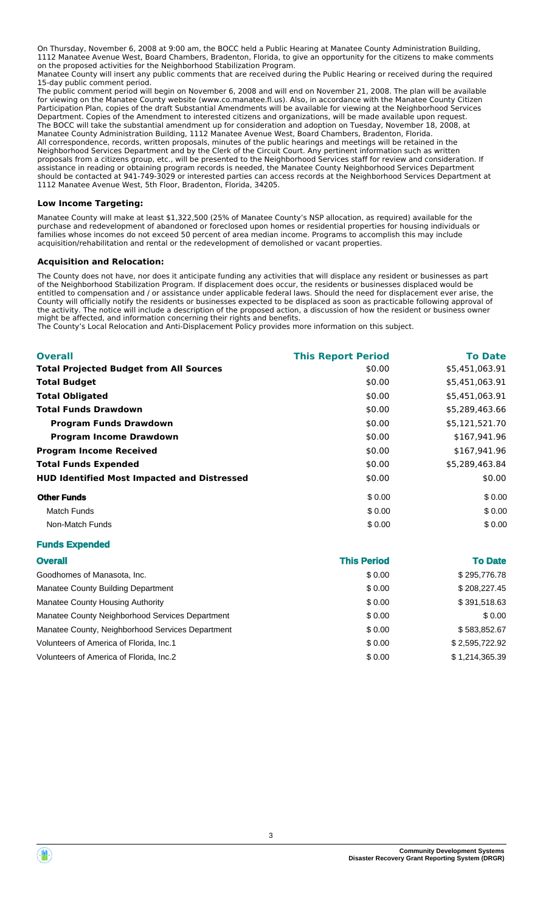On Thursday, November 6, 2008 at 9:00 am, the BOCC held a Public Hearing at Manatee County Administration Building, 1112 Manatee Avenue West, Board Chambers, Bradenton, Florida, to give an opportunity for the citizens to make comments on the proposed activities for the Neighborhood Stabilization Program.
Manatee County will insert any public comments that are received during the Public Hearing or received during the required 15-day public comment period.
The public comment period will begin on November 6, 2008 and will end on November 21, 2008. The plan will be available for viewing on the Manatee County website (www.co.manatee.fl.us). Also, in accordance with the Manatee County Citizen Participation Plan, copies of the draft Substantial Amendments will be available for viewing at the Neighborhood Services Department. Copies of the Amendment to interested citizens and organizations, will be made available upon request.
The BOCC will take the substantial amendment up for consideration and adoption on Tuesday, November 18, 2008, at Manatee County Administration Building, 1112 Manatee Avenue West, Board Chambers, Bradenton, Florida.
All correspondence, records, written proposals, minutes of the public hearings and meetings will be retained in the Neighborhood Services Department and by the Clerk of the Circuit Court. Any pertinent information such as written proposals from a citizens group, etc., will be presented to the Neighborhood Services staff for review and consideration. If assistance in reading or obtaining program records is needed, the Manatee County Neighborhood Services Department should be contacted at 941-749-3029 or interested parties can access records at the Neighborhood Services Department at 1112 Manatee Avenue West, 5th Floor, Bradenton, Florida, 34205.

### Low Income Targeting:

Manatee County will make at least $1,322,500 (25% of Manatee County's NSP allocation, as required) available for the purchase and redevelopment of abandoned or foreclosed upon homes or residential properties for housing individuals or families whose incomes do not exceed 50 percent of area median income. Programs to accomplish this may include acquisition/rehabilitation and rental or the redevelopment of demolished or vacant properties.

### Acquisition and Relocation:

The County does not have, nor does it anticipate funding any activities that will displace any resident or businesses as part of the Neighborhood Stabilization Program. If displacement does occur, the residents or businesses displaced would be entitled to compensation and / or assistance under applicable federal laws. Should the need for displacement ever arise, the County will officially notify the residents or businesses expected to be displaced as soon as practicable following approval of the activity. The notice will include a description of the proposed action, a discussion of how the resident or business owner might be affected, and information concerning their rights and benefits.
The County's Local Relocation and Anti-Displacement Policy provides more information on this subject.

| Overall | This Report Period | To Date |
| --- | --- | --- |
| **Total Projected Budget from All Sources** | $0.00 | $5,451,063.91 |
| **Total Budget** | $0.00 | $5,451,063.91 |
| **Total Obligated** | $0.00 | $5,451,063.91 |
| **Total Funds Drawdown** | $0.00 | $5,289,463.66 |
| **Program Funds Drawdown** | $0.00 | $5,121,521.70 |
| **Program Income Drawdown** | $0.00 | $167,941.96 |
| **Program Income Received** | $0.00 | $167,941.96 |
| **Total Funds Expended** | $0.00 | $5,289,463.84 |
| **HUD Identified Most Impacted and Distressed** | $0.00 | $0.00 |
| **Other Funds** | $ 0.00 | $ 0.00 |
| Match Funds | $ 0.00 | $ 0.00 |
| Non-Match Funds | $ 0.00 | $ 0.00 |

### Funds Expended

| Overall | This Period | To Date |
| --- | --- | --- |
| Goodhomes of Manasota, Inc. | $ 0.00 | $ 295,776.78 |
| Manatee County Building Department | $ 0.00 | $ 208,227.45 |
| Manatee County Housing Authority | $ 0.00 | $ 391,518.63 |
| Manatee County Neighborhood Services Department | $ 0.00 | $ 0.00 |
| Manatee County, Neighborhood Services Department | $ 0.00 | $ 583,852.67 |
| Volunteers of America of Florida, Inc.1 | $ 0.00 | $ 2,595,722.92 |
| Volunteers of America of Florida, Inc.2 | $ 0.00 | $ 1,214,365.39 |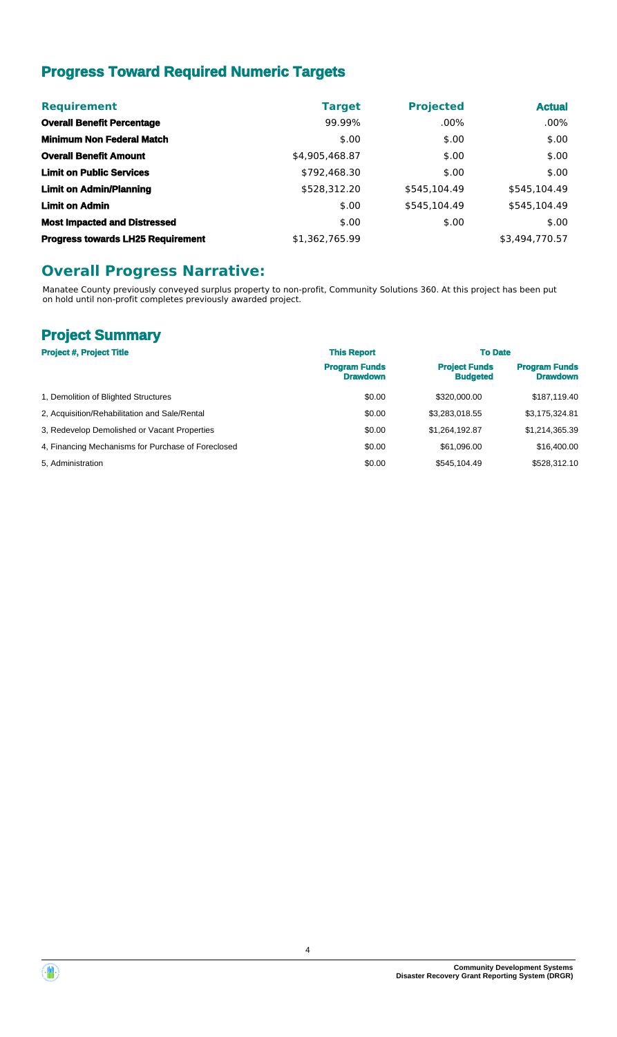## Progress Toward Required Numeric Targets

| Requirement | Target | Projected | Actual |
|---|---|---|---|
| **Overall Benefit Percentage** | 99.99% | .00% | .00% |
| **Minimum Non Federal Match** | $.00 | $.00 | $.00 |
| **Overall Benefit Amount** | $4,905,468.87 | $.00 | $.00 |
| **Limit on Public Services** | $792,468.30 | $.00 | $.00 |
| **Limit on Admin/Planning** | $528,312.20 | $545,104.49 | $545,104.49 |
| **Limit on Admin** | $.00 | $545,104.49 | $545,104.49 |
| **Most Impacted and Distressed** | $.00 | $.00 | $.00 |
| **Progress towards LH25 Requirement** | $1,362,765.99 | | $3,494,770.57 |

## Overall Progress Narrative:

Manatee County previously conveyed surplus property to non-profit, Community Solutions 360. At this project has been put on hold until non-profit completes previously awarded project.

## Project Summary

| Project #, Project Title | This Report | To Date | |
|---|---|---|---|
| | Program Funds Drawdown | Project Funds Budgeted | Program Funds Drawdown |
| 1, Demolition of Blighted Structures | $0.00 | $320,000.00 | $187,119.40 |
| 2, Acquisition/Rehabilitation and Sale/Rental | $0.00 | $3,283,018.55 | $3,175,324.81 |
| 3, Redevelop Demolished or Vacant Properties | $0.00 | $1,264,192.87 | $1,214,365.39 |
| 4, Financing Mechanisms for Purchase of Foreclosed | $0.00 | $61,096.00 | $16,400.00 |
| 5, Administration | $0.00 | $545,104.49 | $528,312.10 |